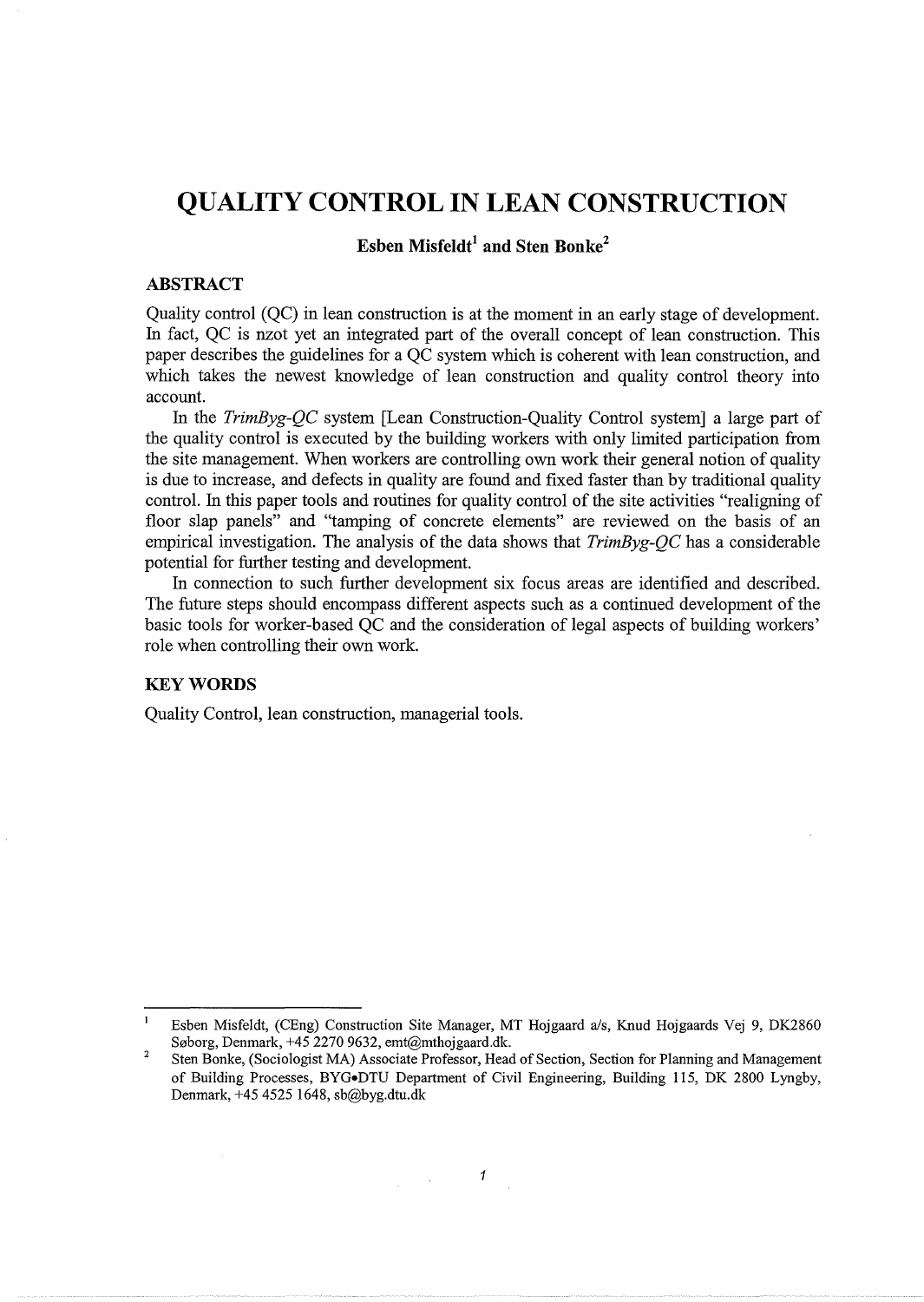# QUALITY CONTROL IN LEAN CONSTRUCTION

**Esben Misfeldt[1] and Sten Bonke[2]**

## ABSTRACT

Quality control (QC) in lean construction is at the moment in an early stage of development. In fact, QC is nzot yet an integrated part of the overall concept of lean construction. This paper describes the guidelines for a QC system which is coherent with lean construction, and which takes the newest knowledge of lean construction and quality control theory into account.

In the *TrimByg-QC* system [Lean Construction-Quality Control system] a large part of the quality control is executed by the building workers with only limited participation from the site management. When workers are controlling own work their general notion of quality is due to increase, and defects in quality are found and fixed faster than by traditional quality control. In this paper tools and routines for quality control of the site activities "realigning of floor slap panels" and "tamping of concrete elements" are reviewed on the basis of an empirical investigation. The analysis of the data shows that *TrimByg-QC* has a considerable potential for further testing and development.

In connection to such further development six focus areas are identified and described. The future steps should encompass different aspects such as a continued development of the basic tools for worker-based QC and the consideration of legal aspects of building workers' role when controlling their own work.

## KEY WORDS

Quality Control, lean construction, managerial tools.

---

[1] Esben Misfeldt, (CEng) Construction Site Manager, MT Hojgaard a/s, Knud Hojgaards Vej 9, DK2860 Søborg, Denmark, +45 2270 9632, emt@mthojgaard.dk.

[2] Sten Bonke, (Sociologist MA) Associate Professor, Head of Section, Section for Planning and Management of Building Processes, BYG•DTU Department of Civil Engineering, Building 115, DK 2800 Lyngby, Denmark, +45 4525 1648, sb@byg.dtu.dk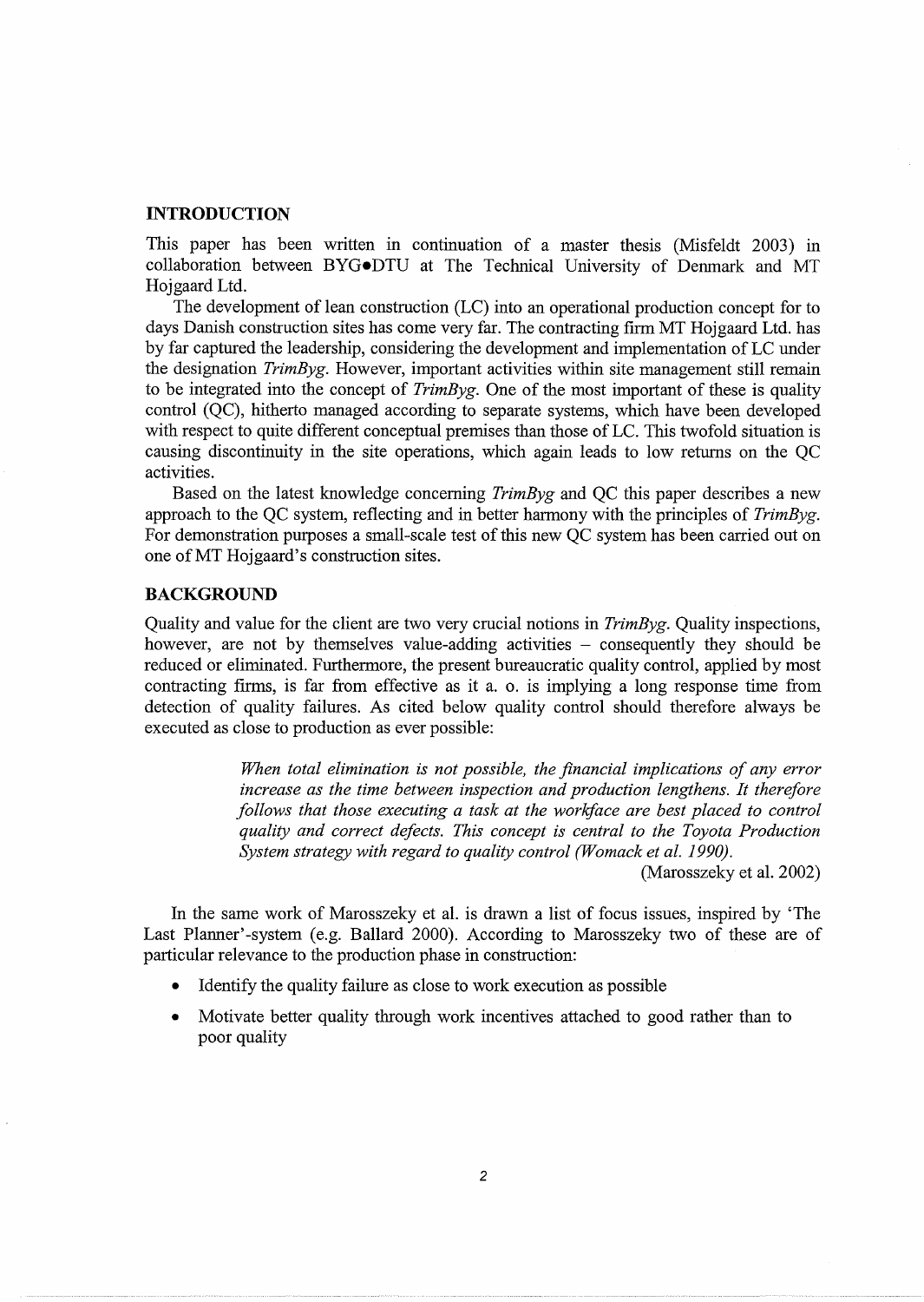## INTRODUCTION

This paper has been written in continuation of a master thesis (Misfeldt 2003) in collaboration between BYG•DTU at The Technical University of Denmark and MT Hojgaard Ltd.

The development of lean construction (LC) into an operational production concept for to days Danish construction sites has come very far. The contracting firm MT Hojgaard Ltd. has by far captured the leadership, considering the development and implementation of LC under the designation *TrimByg*. However, important activities within site management still remain to be integrated into the concept of *TrimByg*. One of the most important of these is quality control (QC), hitherto managed according to separate systems, which have been developed with respect to quite different conceptual premises than those of LC. This twofold situation is causing discontinuity in the site operations, which again leads to low returns on the QC activities.

Based on the latest knowledge concerning *TrimByg* and QC this paper describes a new approach to the QC system, reflecting and in better harmony with the principles of *TrimByg*. For demonstration purposes a small-scale test of this new QC system has been carried out on one of MT Hojgaard's construction sites.

## BACKGROUND

Quality and value for the client are two very crucial notions in *TrimByg*. Quality inspections, however, are not by themselves value-adding activities – consequently they should be reduced or eliminated. Furthermore, the present bureaucratic quality control, applied by most contracting firms, is far from effective as it a. o. is implying a long response time from detection of quality failures. As cited below quality control should therefore always be executed as close to production as ever possible:

> *When total elimination is not possible, the financial implications of any error increase as the time between inspection and production lengthens. It therefore follows that those executing a task at the workface are best placed to control quality and correct defects. This concept is central to the Toyota Production System strategy with regard to quality control (Womack et al. 1990).*
>
> (Marosszeky et al. 2002)

In the same work of Marosszeky et al. is drawn a list of focus issues, inspired by 'The Last Planner'-system (e.g. Ballard 2000). According to Marosszeky two of these are of particular relevance to the production phase in construction:

- Identify the quality failure as close to work execution as possible
- Motivate better quality through work incentives attached to good rather than to poor quality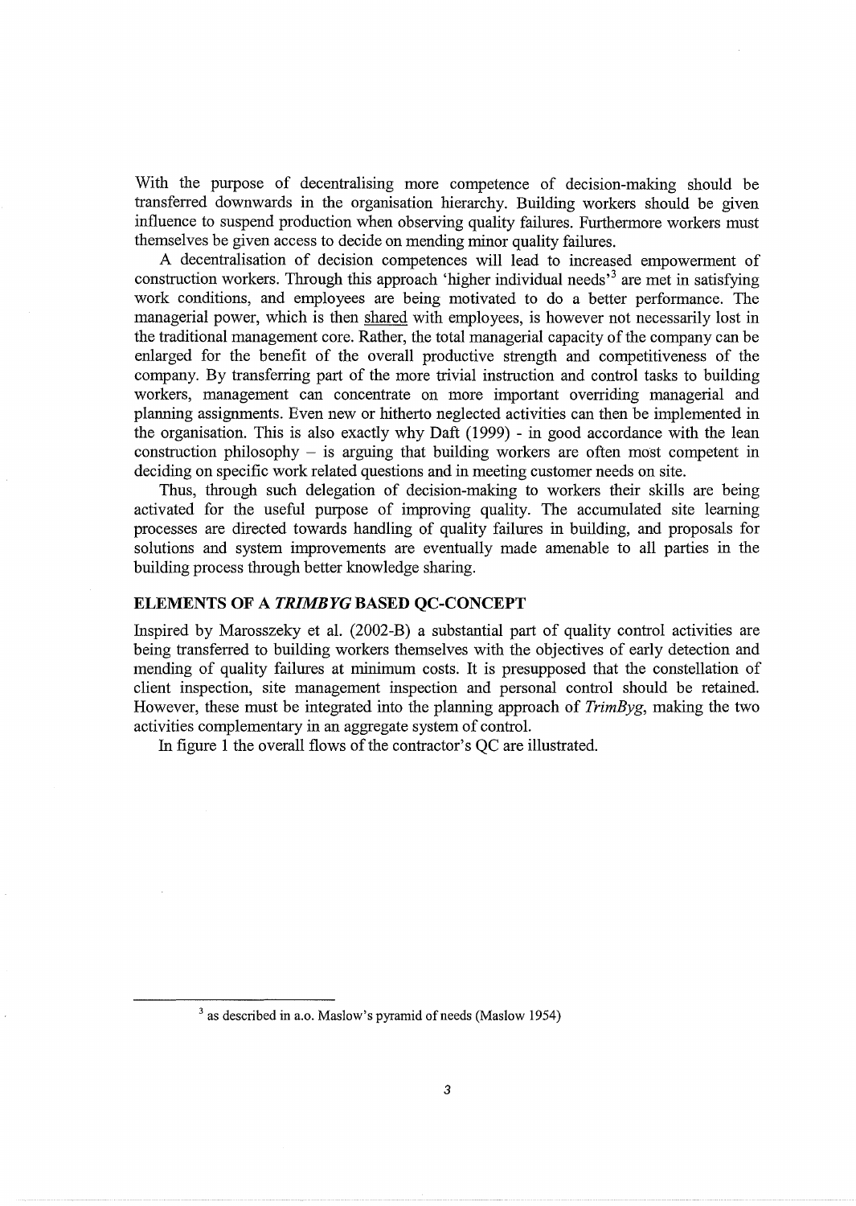With the purpose of decentralising more competence of decision-making should be transferred downwards in the organisation hierarchy. Building workers should be given influence to suspend production when observing quality failures. Furthermore workers must themselves be given access to decide on mending minor quality failures.

A decentralisation of decision competences will lead to increased empowerment of construction workers. Through this approach 'higher individual needs'[3] are met in satisfying work conditions, and employees are being motivated to do a better performance. The managerial power, which is then shared with employees, is however not necessarily lost in the traditional management core. Rather, the total managerial capacity of the company can be enlarged for the benefit of the overall productive strength and competitiveness of the company. By transferring part of the more trivial instruction and control tasks to building workers, management can concentrate on more important overriding managerial and planning assignments. Even new or hitherto neglected activities can then be implemented in the organisation. This is also exactly why Daft (1999) - in good accordance with the lean construction philosophy – is arguing that building workers are often most competent in deciding on specific work related questions and in meeting customer needs on site.

Thus, through such delegation of decision-making to workers their skills are being activated for the useful purpose of improving quality. The accumulated site learning processes are directed towards handling of quality failures in building, and proposals for solutions and system improvements are eventually made amenable to all parties in the building process through better knowledge sharing.

## ELEMENTS OF A *TRIMBYG* BASED QC-CONCEPT

Inspired by Marosszeky et al. (2002-B) a substantial part of quality control activities are being transferred to building workers themselves with the objectives of early detection and mending of quality failures at minimum costs. It is presupposed that the constellation of client inspection, site management inspection and personal control should be retained. However, these must be integrated into the planning approach of *TrimByg*, making the two activities complementary in an aggregate system of control.

In figure 1 the overall flows of the contractor's QC are illustrated.

[3] as described in a.o. Maslow's pyramid of needs (Maslow 1954)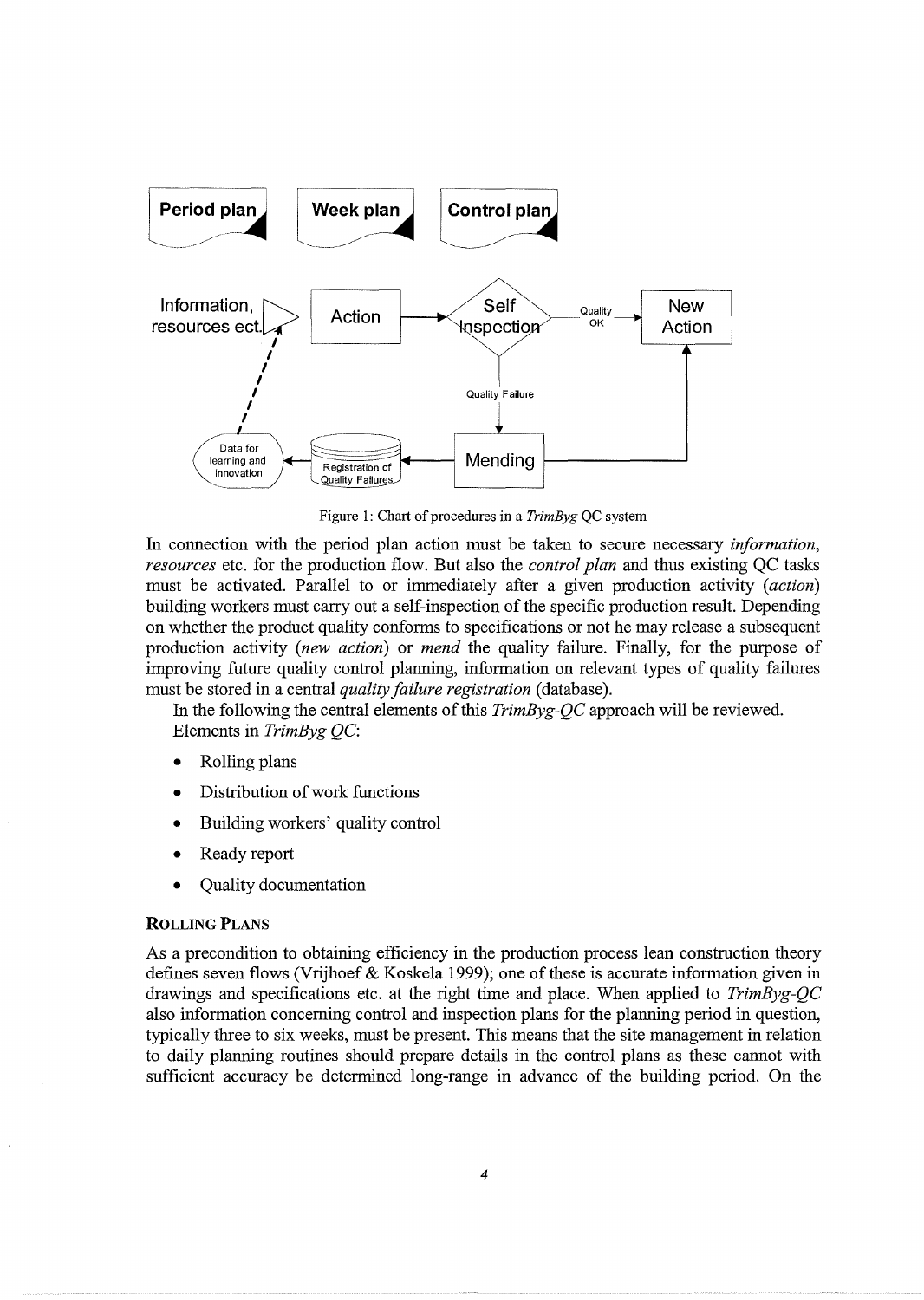Figure 1: Chart of procedures in a *TrimByg* QC system

In connection with the period plan action must be taken to secure necessary *information*, *resources* etc. for the production flow. But also the *control plan* and thus existing QC tasks must be activated. Parallel to or immediately after a given production activity (*action*) building workers must carry out a self-inspection of the specific production result. Depending on whether the product quality conforms to specifications or not he may release a subsequent production activity (*new action*) or *mend* the quality failure. Finally, for the purpose of improving future quality control planning, information on relevant types of quality failures must be stored in a central *quality failure registration* (database).

In the following the central elements of this *TrimByg-QC* approach will be reviewed.

Elements in *TrimByg QC*:

- Rolling plans
- Distribution of work functions
- Building workers' quality control
- Ready report
- Quality documentation

## ROLLING PLANS

As a precondition to obtaining efficiency in the production process lean construction theory defines seven flows (Vrijhoef & Koskela 1999); one of these is accurate information given in drawings and specifications etc. at the right time and place. When applied to *TrimByg-QC* also information concerning control and inspection plans for the planning period in question, typically three to six weeks, must be present. This means that the site management in relation to daily planning routines should prepare details in the control plans as these cannot with sufficient accuracy be determined long-range in advance of the building period. On the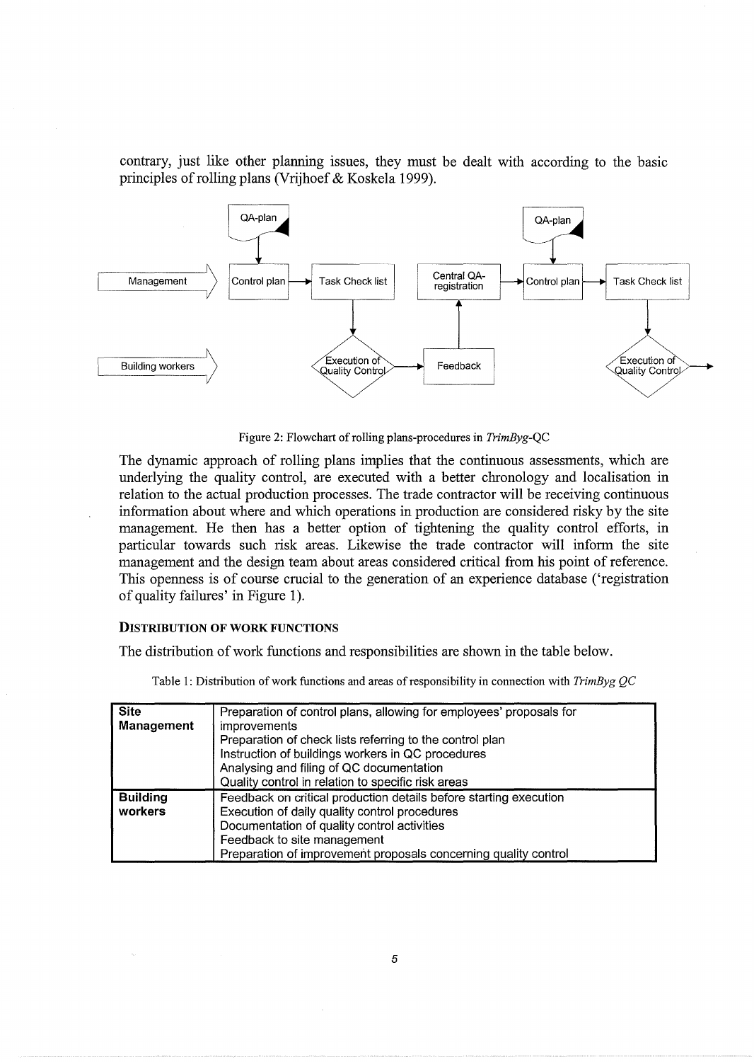contrary, just like other planning issues, they must be dealt with according to the basic principles of rolling plans (Vrijhoef & Koskela 1999).

Figure 2: Flowchart of rolling plans-procedures in *TrimByg*-QC

The dynamic approach of rolling plans implies that the continuous assessments, which are underlying the quality control, are executed with a better chronology and localisation in relation to the actual production processes. The trade contractor will be receiving continuous information about where and which operations in production are considered risky by the site management. He then has a better option of tightening the quality control efforts, in particular towards such risk areas. Likewise the trade contractor will inform the site management and the design team about areas considered critical from his point of reference. This openness is of course crucial to the generation of an experience database ('registration of quality failures' in Figure 1).

### DISTRIBUTION OF WORK FUNCTIONS

The distribution of work functions and responsibilities are shown in the table below.

Table 1: Distribution of work functions and areas of responsibility in connection with *TrimByg QC*

| | |
|---|---|
| **Site Management** | Preparation of control plans, allowing for employees' proposals for improvements<br>Preparation of check lists referring to the control plan<br>Instruction of buildings workers in QC procedures<br>Analysing and filing of QC documentation<br>Quality control in relation to specific risk areas |
| **Building workers** | Feedback on critical production details before starting execution<br>Execution of daily quality control procedures<br>Documentation of quality control activities<br>Feedback to site management<br>Preparation of improvement proposals concerning quality control |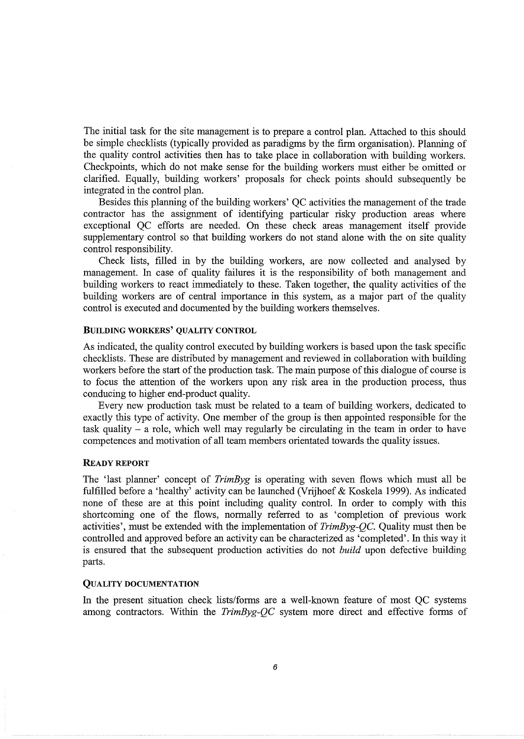The initial task for the site management is to prepare a control plan. Attached to this should be simple checklists (typically provided as paradigms by the firm organisation). Planning of the quality control activities then has to take place in collaboration with building workers. Checkpoints, which do not make sense for the building workers must either be omitted or clarified. Equally, building workers' proposals for check points should subsequently be integrated in the control plan.

Besides this planning of the building workers' QC activities the management of the trade contractor has the assignment of identifying particular risky production areas where exceptional QC efforts are needed. On these check areas management itself provide supplementary control so that building workers do not stand alone with the on site quality control responsibility.

Check lists, filled in by the building workers, are now collected and analysed by management. In case of quality failures it is the responsibility of both management and building workers to react immediately to these. Taken together, the quality activities of the building workers are of central importance in this system, as a major part of the quality control is executed and documented by the building workers themselves.

### BUILDING WORKERS' QUALITY CONTROL

As indicated, the quality control executed by building workers is based upon the task specific checklists. These are distributed by management and reviewed in collaboration with building workers before the start of the production task. The main purpose of this dialogue of course is to focus the attention of the workers upon any risk area in the production process, thus conducing to higher end-product quality.

Every new production task must be related to a team of building workers, dedicated to exactly this type of activity. One member of the group is then appointed responsible for the task quality – a role, which well may regularly be circulating in the team in order to have competences and motivation of all team members orientated towards the quality issues.

### READY REPORT

The 'last planner' concept of *TrimByg* is operating with seven flows which must all be fulfilled before a 'healthy' activity can be launched (Vrijhoef & Koskela 1999). As indicated none of these are at this point including quality control. In order to comply with this shortcoming one of the flows, normally referred to as 'completion of previous work activities', must be extended with the implementation of *TrimByg-QC*. Quality must then be controlled and approved before an activity can be characterized as 'completed'. In this way it is ensured that the subsequent production activities do not *build* upon defective building parts.

### QUALITY DOCUMENTATION

In the present situation check lists/forms are a well-known feature of most QC systems among contractors. Within the *TrimByg-QC* system more direct and effective forms of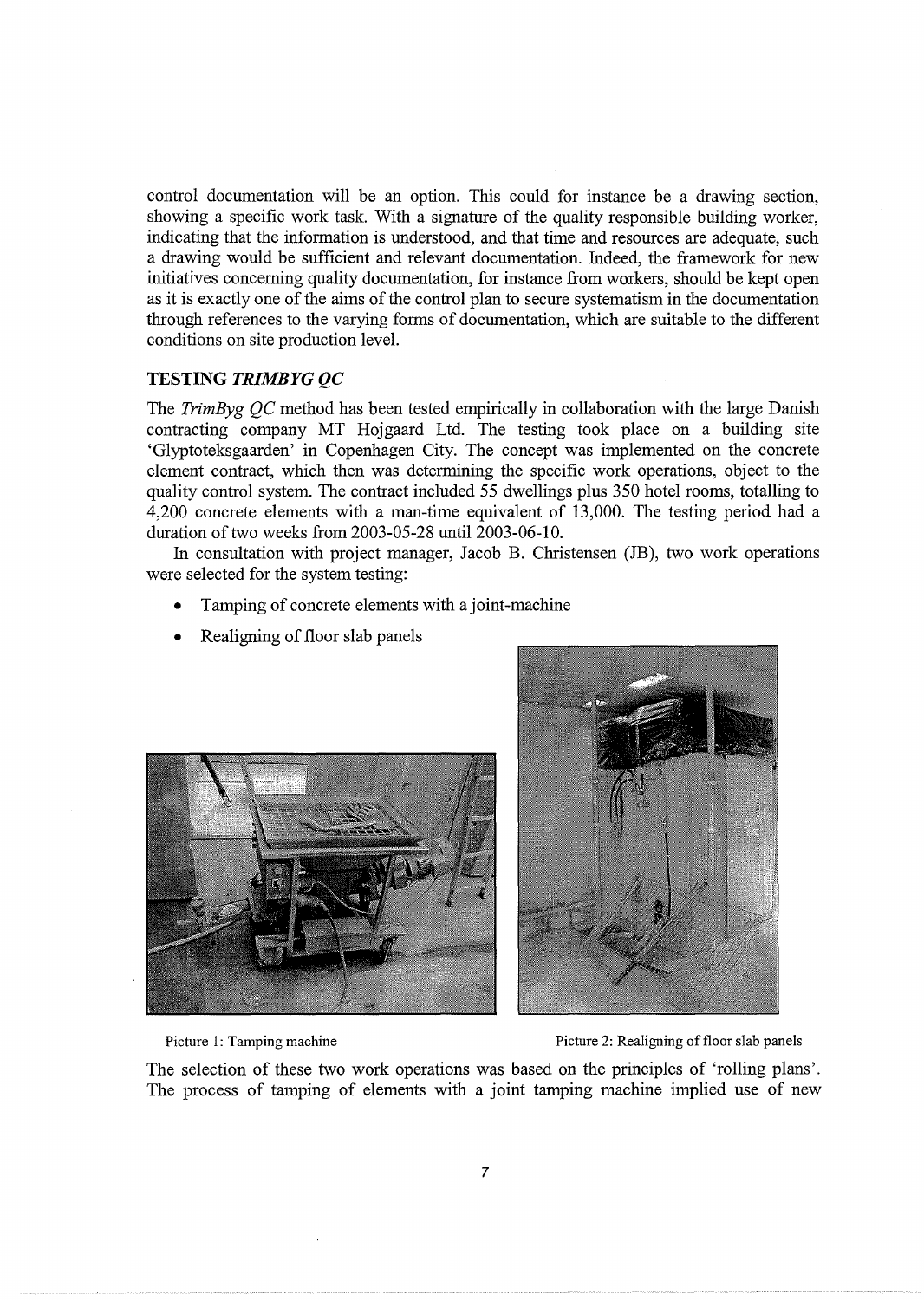control documentation will be an option. This could for instance be a drawing section, showing a specific work task. With a signature of the quality responsible building worker, indicating that the information is understood, and that time and resources are adequate, such a drawing would be sufficient and relevant documentation. Indeed, the framework for new initiatives concerning quality documentation, for instance from workers, should be kept open as it is exactly one of the aims of the control plan to secure systematism in the documentation through references to the varying forms of documentation, which are suitable to the different conditions on site production level.

## TESTING *TRIMBYG QC*

The *TrimByg QC* method has been tested empirically in collaboration with the large Danish contracting company MT Hojgaard Ltd. The testing took place on a building site 'Glyptoteksgaarden' in Copenhagen City. The concept was implemented on the concrete element contract, which then was determining the specific work operations, object to the quality control system. The contract included 55 dwellings plus 350 hotel rooms, totalling to 4,200 concrete elements with a man-time equivalent of 13,000. The testing period had a duration of two weeks from 2003-05-28 until 2003-06-10.

In consultation with project manager, Jacob B. Christensen (JB), two work operations were selected for the system testing:

- Tamping of concrete elements with a joint-machine
- Realigning of floor slab panels

Picture 1: Tamping machine

Picture 2: Realigning of floor slab panels

The selection of these two work operations was based on the principles of 'rolling plans'. The process of tamping of elements with a joint tamping machine implied use of new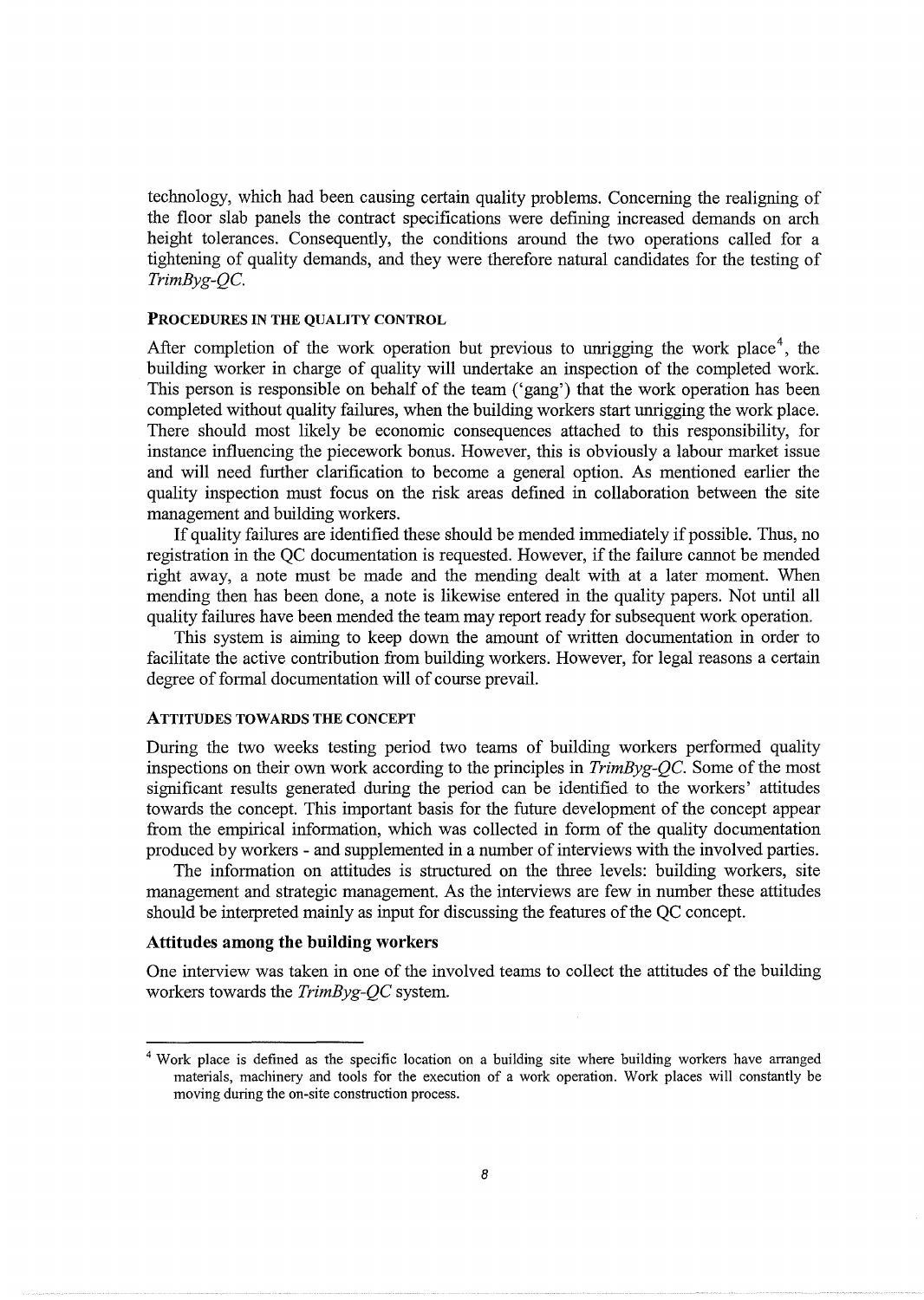technology, which had been causing certain quality problems. Concerning the realigning of the floor slab panels the contract specifications were defining increased demands on arch height tolerances. Consequently, the conditions around the two operations called for a tightening of quality demands, and they were therefore natural candidates for the testing of *TrimByg-QC*.

### PROCEDURES IN THE QUALITY CONTROL

After completion of the work operation but previous to unrigging the work place[4], the building worker in charge of quality will undertake an inspection of the completed work. This person is responsible on behalf of the team ('gang') that the work operation has been completed without quality failures, when the building workers start unrigging the work place. There should most likely be economic consequences attached to this responsibility, for instance influencing the piecework bonus. However, this is obviously a labour market issue and will need further clarification to become a general option. As mentioned earlier the quality inspection must focus on the risk areas defined in collaboration between the site management and building workers.

If quality failures are identified these should be mended immediately if possible. Thus, no registration in the QC documentation is requested. However, if the failure cannot be mended right away, a note must be made and the mending dealt with at a later moment. When mending then has been done, a note is likewise entered in the quality papers. Not until all quality failures have been mended the team may report ready for subsequent work operation.

This system is aiming to keep down the amount of written documentation in order to facilitate the active contribution from building workers. However, for legal reasons a certain degree of formal documentation will of course prevail.

### ATTITUDES TOWARDS THE CONCEPT

During the two weeks testing period two teams of building workers performed quality inspections on their own work according to the principles in *TrimByg-QC*. Some of the most significant results generated during the period can be identified to the workers' attitudes towards the concept. This important basis for the future development of the concept appear from the empirical information, which was collected in form of the quality documentation produced by workers - and supplemented in a number of interviews with the involved parties.

The information on attitudes is structured on the three levels: building workers, site management and strategic management. As the interviews are few in number these attitudes should be interpreted mainly as input for discussing the features of the QC concept.

#### Attitudes among the building workers

One interview was taken in one of the involved teams to collect the attitudes of the building workers towards the *TrimByg-QC* system.

---

[4] Work place is defined as the specific location on a building site where building workers have arranged materials, machinery and tools for the execution of a work operation. Work places will constantly be moving during the on-site construction process.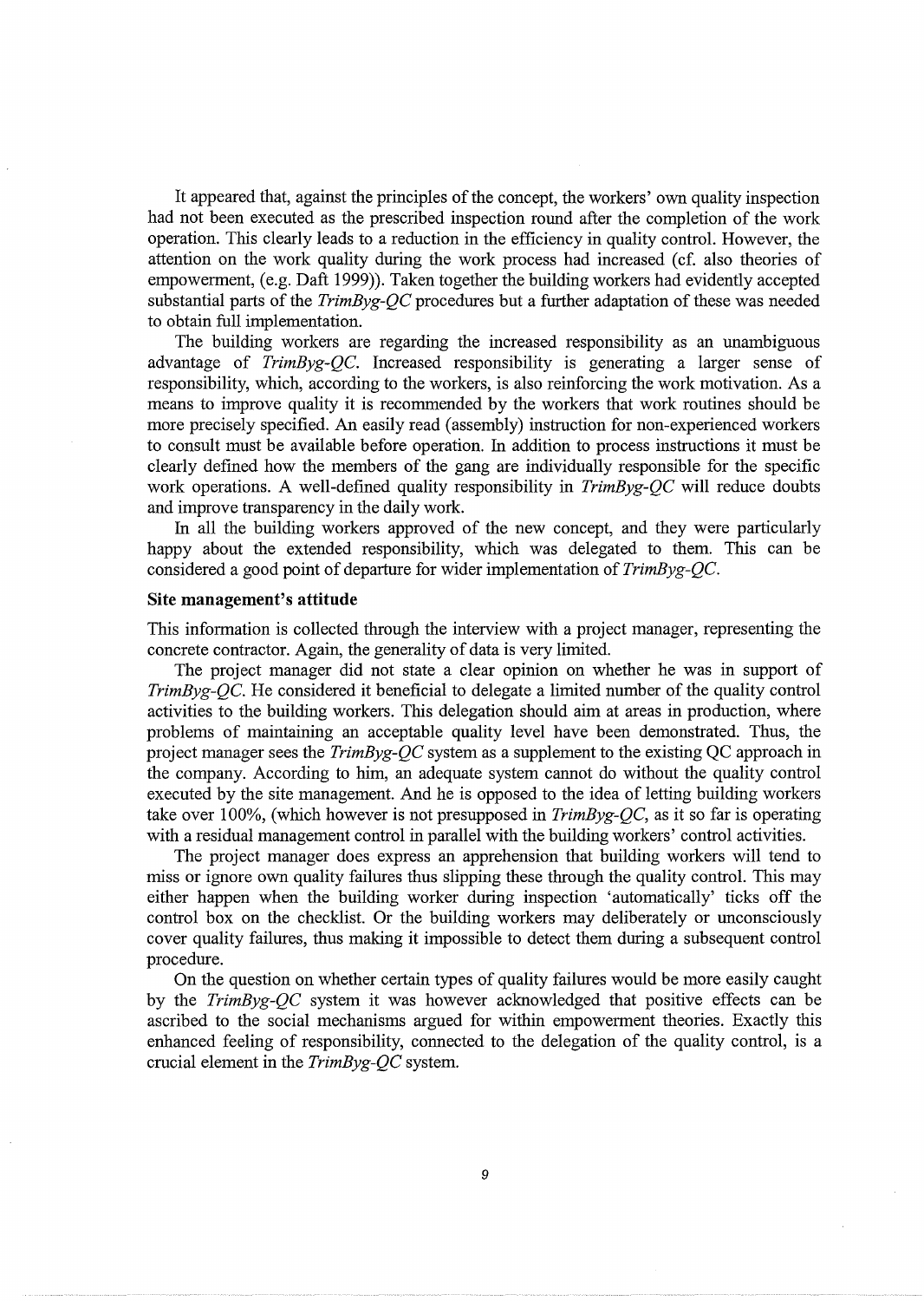It appeared that, against the principles of the concept, the workers' own quality inspection had not been executed as the prescribed inspection round after the completion of the work operation. This clearly leads to a reduction in the efficiency in quality control. However, the attention on the work quality during the work process had increased (cf. also theories of empowerment, (e.g. Daft 1999)). Taken together the building workers had evidently accepted substantial parts of the *TrimByg-QC* procedures but a further adaptation of these was needed to obtain full implementation.

The building workers are regarding the increased responsibility as an unambiguous advantage of *TrimByg-QC*. Increased responsibility is generating a larger sense of responsibility, which, according to the workers, is also reinforcing the work motivation. As a means to improve quality it is recommended by the workers that work routines should be more precisely specified. An easily read (assembly) instruction for non-experienced workers to consult must be available before operation. In addition to process instructions it must be clearly defined how the members of the gang are individually responsible for the specific work operations. A well-defined quality responsibility in *TrimByg-QC* will reduce doubts and improve transparency in the daily work.

In all the building workers approved of the new concept, and they were particularly happy about the extended responsibility, which was delegated to them. This can be considered a good point of departure for wider implementation of *TrimByg-QC*.

### Site management's attitude

This information is collected through the interview with a project manager, representing the concrete contractor. Again, the generality of data is very limited.

The project manager did not state a clear opinion on whether he was in support of *TrimByg-QC*. He considered it beneficial to delegate a limited number of the quality control activities to the building workers. This delegation should aim at areas in production, where problems of maintaining an acceptable quality level have been demonstrated. Thus, the project manager sees the *TrimByg-QC* system as a supplement to the existing QC approach in the company. According to him, an adequate system cannot do without the quality control executed by the site management. And he is opposed to the idea of letting building workers take over 100%, (which however is not presupposed in *TrimByg-QC*, as it so far is operating with a residual management control in parallel with the building workers' control activities.

The project manager does express an apprehension that building workers will tend to miss or ignore own quality failures thus slipping these through the quality control. This may either happen when the building worker during inspection 'automatically' ticks off the control box on the checklist. Or the building workers may deliberately or unconsciously cover quality failures, thus making it impossible to detect them during a subsequent control procedure.

On the question on whether certain types of quality failures would be more easily caught by the *TrimByg-QC* system it was however acknowledged that positive effects can be ascribed to the social mechanisms argued for within empowerment theories. Exactly this enhanced feeling of responsibility, connected to the delegation of the quality control, is a crucial element in the *TrimByg-QC* system.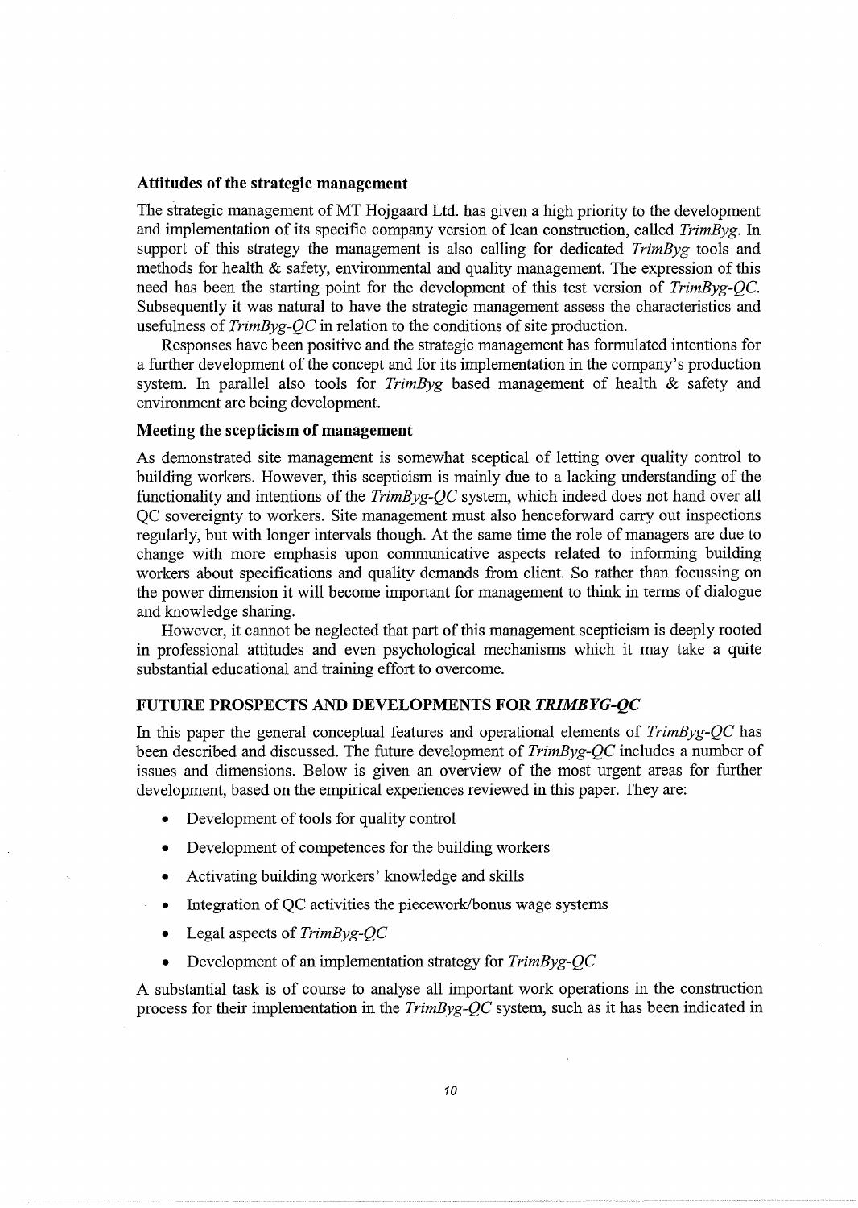### Attitudes of the strategic management

The strategic management of MT Hojgaard Ltd. has given a high priority to the development and implementation of its specific company version of lean construction, called *TrimByg*. In support of this strategy the management is also calling for dedicated *TrimByg* tools and methods for health & safety, environmental and quality management. The expression of this need has been the starting point for the development of this test version of *TrimByg-QC*. Subsequently it was natural to have the strategic management assess the characteristics and usefulness of *TrimByg-QC* in relation to the conditions of site production.

Responses have been positive and the strategic management has formulated intentions for a further development of the concept and for its implementation in the company's production system. In parallel also tools for *TrimByg* based management of health & safety and environment are being development.

### Meeting the scepticism of management

As demonstrated site management is somewhat sceptical of letting over quality control to building workers. However, this scepticism is mainly due to a lacking understanding of the functionality and intentions of the *TrimByg-QC* system, which indeed does not hand over all QC sovereignty to workers. Site management must also henceforward carry out inspections regularly, but with longer intervals though. At the same time the role of managers are due to change with more emphasis upon communicative aspects related to informing building workers about specifications and quality demands from client. So rather than focussing on the power dimension it will become important for management to think in terms of dialogue and knowledge sharing.

However, it cannot be neglected that part of this management scepticism is deeply rooted in professional attitudes and even psychological mechanisms which it may take a quite substantial educational and training effort to overcome.

## FUTURE PROSPECTS AND DEVELOPMENTS FOR *TRIMBYG-QC*

In this paper the general conceptual features and operational elements of *TrimByg-QC* has been described and discussed. The future development of *TrimByg-QC* includes a number of issues and dimensions. Below is given an overview of the most urgent areas for further development, based on the empirical experiences reviewed in this paper. They are:

- Development of tools for quality control
- Development of competences for the building workers
- Activating building workers' knowledge and skills
- Integration of QC activities the piecework/bonus wage systems
- Legal aspects of *TrimByg-QC*
- Development of an implementation strategy for *TrimByg-QC*

A substantial task is of course to analyse all important work operations in the construction process for their implementation in the *TrimByg-QC* system, such as it has been indicated in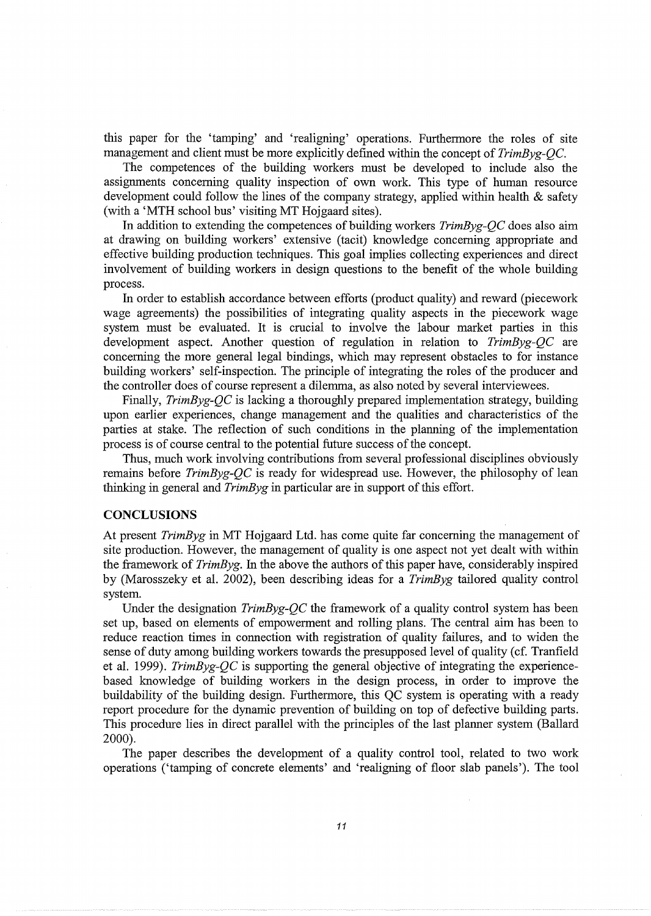this paper for the 'tamping' and 'realigning' operations. Furthermore the roles of site management and client must be more explicitly defined within the concept of *TrimByg-QC*.

The competences of the building workers must be developed to include also the assignments concerning quality inspection of own work. This type of human resource development could follow the lines of the company strategy, applied within health & safety (with a 'MTH school bus' visiting MT Hojgaard sites).

In addition to extending the competences of building workers *TrimByg-QC* does also aim at drawing on building workers' extensive (tacit) knowledge concerning appropriate and effective building production techniques. This goal implies collecting experiences and direct involvement of building workers in design questions to the benefit of the whole building process.

In order to establish accordance between efforts (product quality) and reward (piecework wage agreements) the possibilities of integrating quality aspects in the piecework wage system must be evaluated. It is crucial to involve the labour market parties in this development aspect. Another question of regulation in relation to *TrimByg-QC* are concerning the more general legal bindings, which may represent obstacles to for instance building workers' self-inspection. The principle of integrating the roles of the producer and the controller does of course represent a dilemma, as also noted by several interviewees.

Finally, *TrimByg-QC* is lacking a thoroughly prepared implementation strategy, building upon earlier experiences, change management and the qualities and characteristics of the parties at stake. The reflection of such conditions in the planning of the implementation process is of course central to the potential future success of the concept.

Thus, much work involving contributions from several professional disciplines obviously remains before *TrimByg-QC* is ready for widespread use. However, the philosophy of lean thinking in general and *TrimByg* in particular are in support of this effort.

## CONCLUSIONS

At present *TrimByg* in MT Hojgaard Ltd. has come quite far concerning the management of site production. However, the management of quality is one aspect not yet dealt with within the framework of *TrimByg*. In the above the authors of this paper have, considerably inspired by (Marosszeky et al. 2002), been describing ideas for a *TrimByg* tailored quality control system.

Under the designation *TrimByg-QC* the framework of a quality control system has been set up, based on elements of empowerment and rolling plans. The central aim has been to reduce reaction times in connection with registration of quality failures, and to widen the sense of duty among building workers towards the presupposed level of quality (cf. Tranfield et al. 1999). *TrimByg-QC* is supporting the general objective of integrating the experience-based knowledge of building workers in the design process, in order to improve the buildability of the building design. Furthermore, this QC system is operating with a ready report procedure for the dynamic prevention of building on top of defective building parts. This procedure lies in direct parallel with the principles of the last planner system (Ballard 2000).

The paper describes the development of a quality control tool, related to two work operations ('tamping of concrete elements' and 'realigning of floor slab panels'). The tool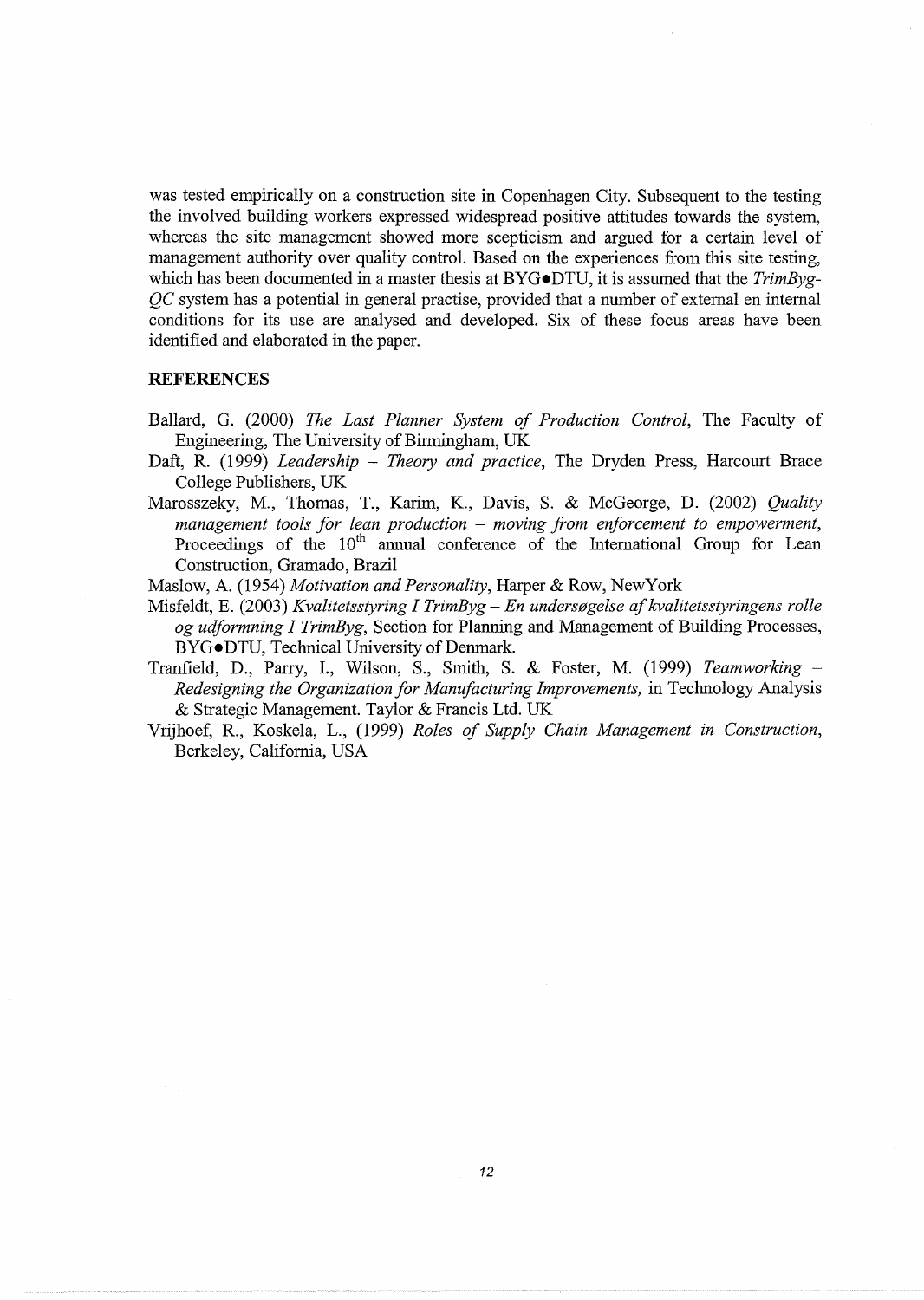was tested empirically on a construction site in Copenhagen City. Subsequent to the testing the involved building workers expressed widespread positive attitudes towards the system, whereas the site management showed more scepticism and argued for a certain level of management authority over quality control. Based on the experiences from this site testing, which has been documented in a master thesis at BYG•DTU, it is assumed that the *TrimByg-QC* system has a potential in general practise, provided that a number of external en internal conditions for its use are analysed and developed. Six of these focus areas have been identified and elaborated in the paper.

## REFERENCES

Ballard, G. (2000) *The Last Planner System of Production Control*, The Faculty of Engineering, The University of Birmingham, UK

Daft, R. (1999) *Leadership – Theory and practice*, The Dryden Press, Harcourt Brace College Publishers, UK

Marosszeky, M., Thomas, T., Karim, K., Davis, S. & McGeorge, D. (2002) *Quality management tools for lean production – moving from enforcement to empowerment*, Proceedings of the 10th annual conference of the International Group for Lean Construction, Gramado, Brazil

Maslow, A. (1954) *Motivation and Personality*, Harper & Row, NewYork

Misfeldt, E. (2003) *Kvalitetsstyring I TrimByg – En undersøgelse af kvalitetsstyringens rolle og udformning I TrimByg*, Section for Planning and Management of Building Processes, BYG•DTU, Technical University of Denmark.

Tranfield, D., Parry, I., Wilson, S., Smith, S. & Foster, M. (1999) *Teamworking – Redesigning the Organization for Manufacturing Improvements,* in Technology Analysis & Strategic Management. Taylor & Francis Ltd. UK

Vrijhoef, R., Koskela, L., (1999) *Roles of Supply Chain Management in Construction*, Berkeley, California, USA